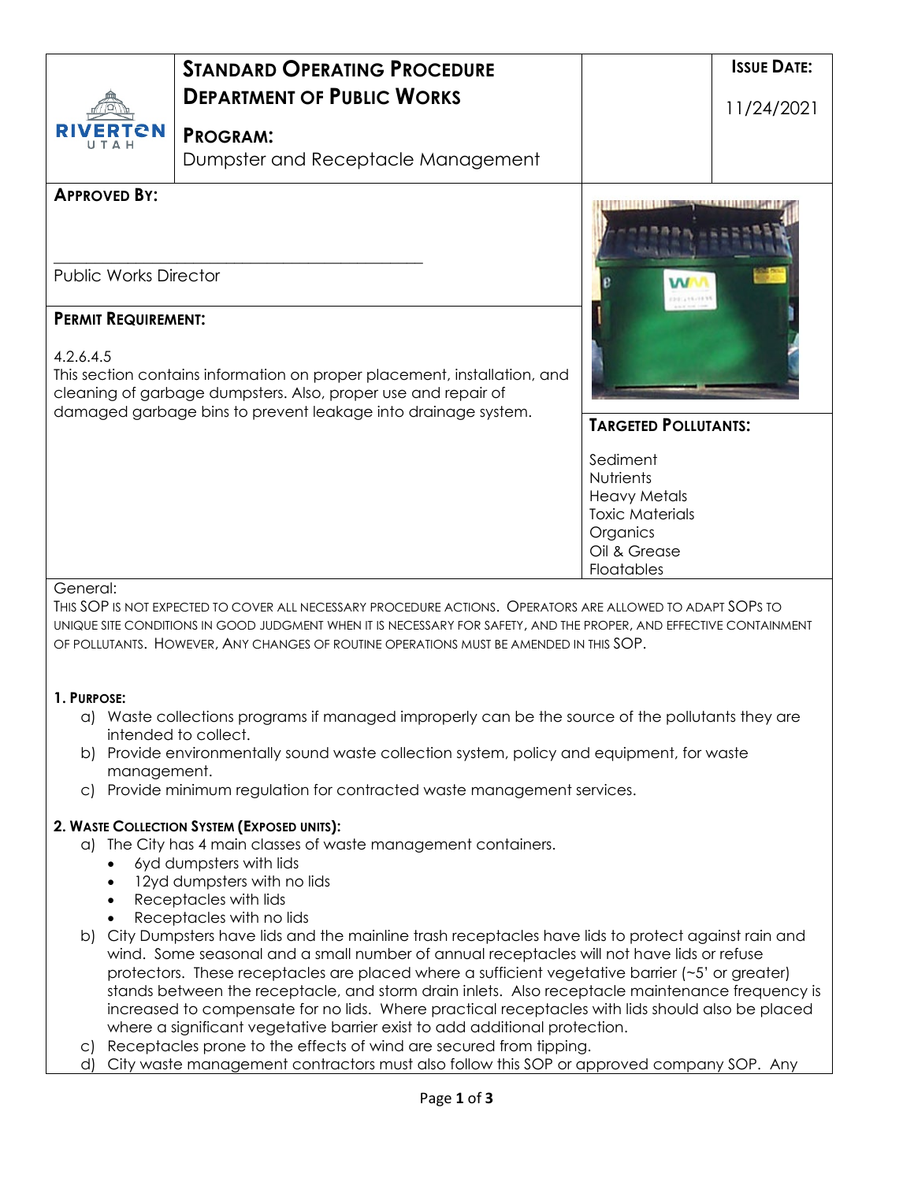| RIVERTON UTAH | **STANDARD OPERATING PROCEDURE DEPARTMENT OF PUBLIC WORKS** **PROGRAM:** Dumpster and Receptacle Management | | **ISSUE DATE:** 11/24/2021 |
|---|---|---|---|

**APPROVED BY:**

\_\_\_\_\_\_\_\_\_\_\_\_\_\_\_\_\_\_\_\_\_\_\_\_\_\_\_\_\_\_\_\_\_\_\_\_\_\_\_\_

Public Works Director

**PERMIT REQUIREMENT:**

4.2.6.4.5
This section contains information on proper placement, installation, and cleaning of garbage dumpsters. Also, proper use and repair of damaged garbage bins to prevent leakage into drainage system.

**TARGETED POLLUTANTS:**

Sediment
Nutrients
Heavy Metals
Toxic Materials
Organics
Oil & Grease
Floatables

General:
THIS SOP IS NOT EXPECTED TO COVER ALL NECESSARY PROCEDURE ACTIONS. OPERATORS ARE ALLOWED TO ADAPT SOPS TO UNIQUE SITE CONDITIONS IN GOOD JUDGMENT WHEN IT IS NECESSARY FOR SAFETY, AND THE PROPER, AND EFFECTIVE CONTAINMENT OF POLLUTANTS. HOWEVER, ANY CHANGES OF ROUTINE OPERATIONS MUST BE AMENDED IN THIS SOP.

**1. PURPOSE:**

a) Waste collections programs if managed improperly can be the source of the pollutants they are intended to collect.
b) Provide environmentally sound waste collection system, policy and equipment, for waste management.
c) Provide minimum regulation for contracted waste management services.

**2. WASTE COLLECTION SYSTEM (EXPOSED UNITS):**

a) The City has 4 main classes of waste management containers.
   - 6yd dumpsters with lids
   - 12yd dumpsters with no lids
   - Receptacles with lids
   - Receptacles with no lids
b) City Dumpsters have lids and the mainline trash receptacles have lids to protect against rain and wind. Some seasonal and a small number of annual receptacles will not have lids or refuse protectors. These receptacles are placed where a sufficient vegetative barrier (~5' or greater) stands between the receptacle, and storm drain inlets. Also receptacle maintenance frequency is increased to compensate for no lids. Where practical receptacles with lids should also be placed where a significant vegetative barrier exist to add additional protection.
c) Receptacles prone to the effects of wind are secured from tipping.
d) City waste management contractors must also follow this SOP or approved company SOP. Any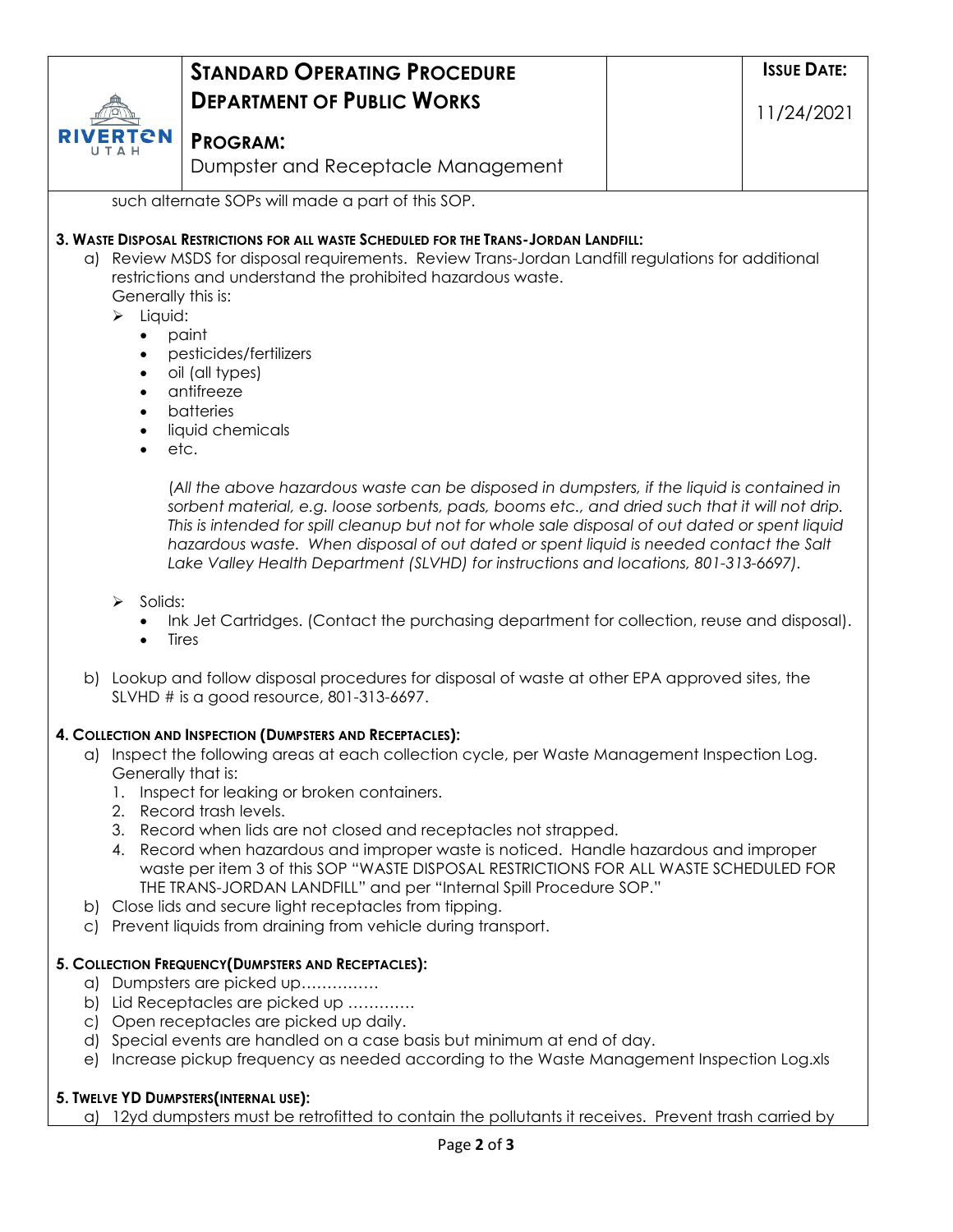such alternate SOPs will made a part of this SOP.

**3. Waste Disposal Restrictions for all waste Scheduled for the Trans-Jordan Landfill:**

a) Review MSDS for disposal requirements. Review Trans-Jordan Landfill regulations for additional restrictions and understand the prohibited hazardous waste.
Generally this is:

- Liquid:
  - paint
  - pesticides/fertilizers
  - oil (all types)
  - antifreeze
  - batteries
  - liquid chemicals
  - etc.

  (*All the above hazardous waste can be disposed in dumpsters, if the liquid is contained in sorbent material, e.g. loose sorbents, pads, booms etc., and dried such that it will not drip. This is intended for spill cleanup but not for whole sale disposal of out dated or spent liquid hazardous waste. When disposal of out dated or spent liquid is needed contact the Salt Lake Valley Health Department (SLVHD) for instructions and locations, 801-313-6697).*

- Solids:
  - Ink Jet Cartridges. (Contact the purchasing department for collection, reuse and disposal).
  - Tires

b) Lookup and follow disposal procedures for disposal of waste at other EPA approved sites, the SLVHD # is a good resource, 801-313-6697.

**4. Collection and Inspection (Dumpsters and Receptacles):**

a) Inspect the following areas at each collection cycle, per Waste Management Inspection Log. Generally that is:
   1. Inspect for leaking or broken containers.
   2. Record trash levels.
   3. Record when lids are not closed and receptacles not strapped.
   4. Record when hazardous and improper waste is noticed. Handle hazardous and improper waste per item 3 of this SOP "WASTE DISPOSAL RESTRICTIONS FOR ALL WASTE SCHEDULED FOR THE TRANS-JORDAN LANDFILL" and per "Internal Spill Procedure SOP."

b) Close lids and secure light receptacles from tipping.

c) Prevent liquids from draining from vehicle during transport.

**5. Collection Frequency(Dumpsters and Receptacles):**

a) Dumpsters are picked up……………

b) Lid Receptacles are picked up ………….

c) Open receptacles are picked up daily.

d) Special events are handled on a case basis but minimum at end of day.

e) Increase pickup frequency as needed according to the Waste Management Inspection Log.xls

**5. Twelve YD Dumpsters(internal use):**

a) 12yd dumpsters must be retrofitted to contain the pollutants it receives. Prevent trash carried by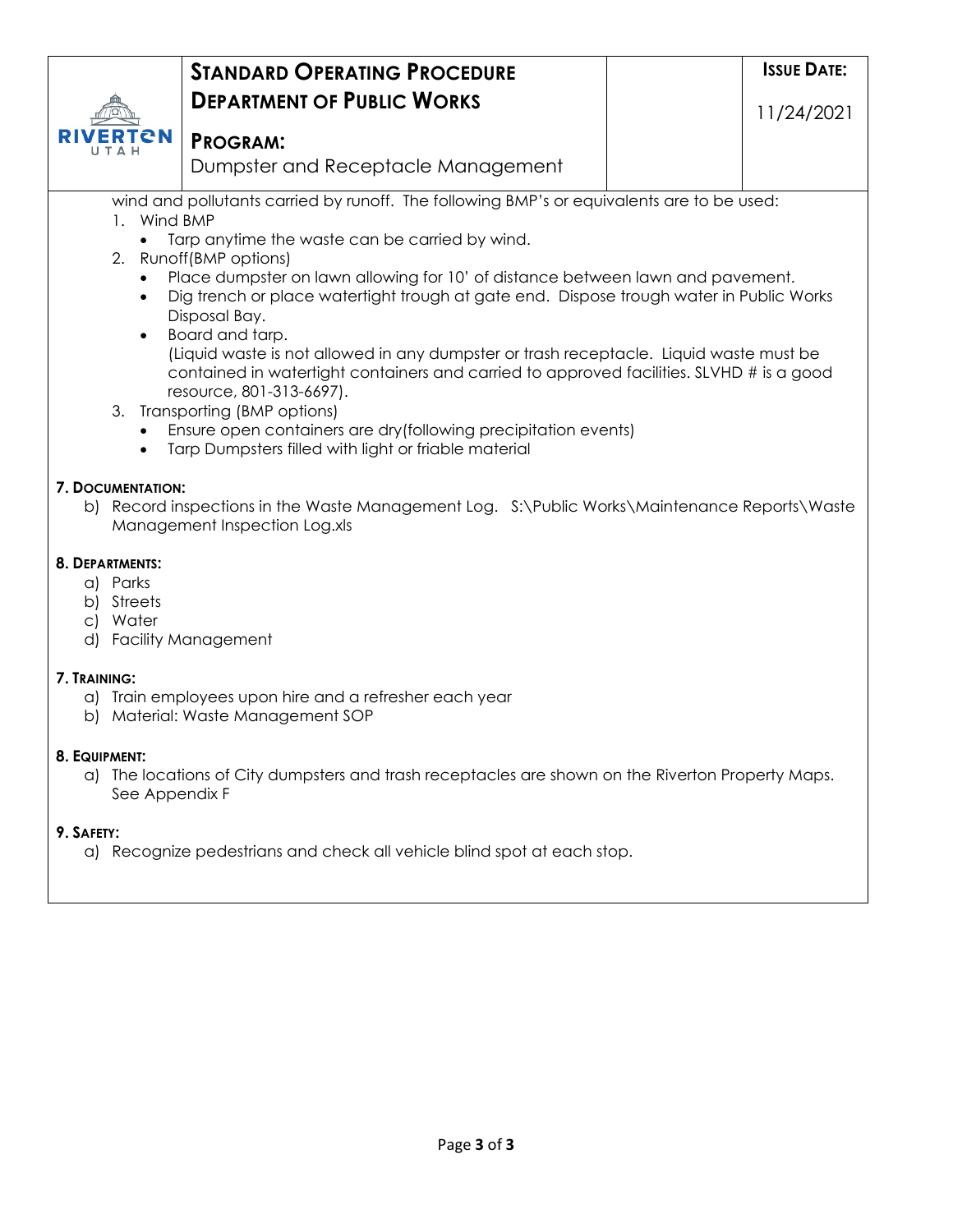| | **STANDARD OPERATING PROCEDURE** **DEPARTMENT OF PUBLIC WORKS** | | **ISSUE DATE:** |
|---|---|---|---|
| RIVERTON UTAH | **PROGRAM:** Dumpster and Receptacle Management | | 11/24/2021 |

wind and pollutants carried by runoff. The following BMP's or equivalents are to be used:

1. Wind BMP
   - Tarp anytime the waste can be carried by wind.
2. Runoff(BMP options)
   - Place dumpster on lawn allowing for 10' of distance between lawn and pavement.
   - Dig trench or place watertight trough at gate end. Dispose trough water in Public Works Disposal Bay.
   - Board and tarp.
     (Liquid waste is not allowed in any dumpster or trash receptacle. Liquid waste must be contained in watertight containers and carried to approved facilities. SLVHD # is a good resource, 801-313-6697).
3. Transporting (BMP options)
   - Ensure open containers are dry(following precipitation events)
   - Tarp Dumpsters filled with light or friable material

**7. DOCUMENTATION:**

b) Record inspections in the Waste Management Log. S:\Public Works\Maintenance Reports\Waste Management Inspection Log.xls

**8. DEPARTMENTS:**

a) Parks
b) Streets
c) Water
d) Facility Management

**7. TRAINING:**

a) Train employees upon hire and a refresher each year
b) Material: Waste Management SOP

**8. EQUIPMENT:**

a) The locations of City dumpsters and trash receptacles are shown on the Riverton Property Maps. See Appendix F

**9. SAFETY:**

a) Recognize pedestrians and check all vehicle blind spot at each stop.